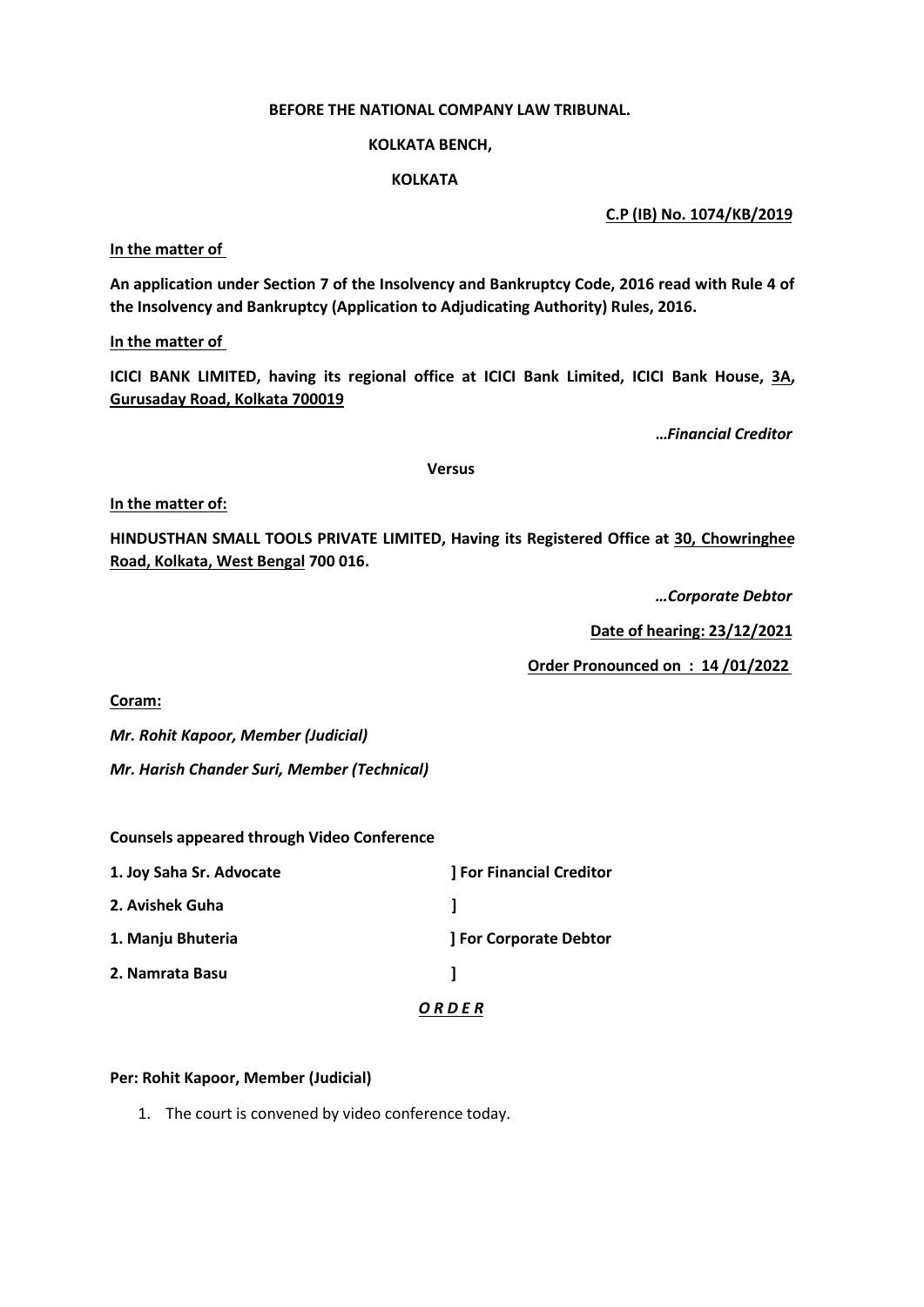**BEFORE THE NATIONAL COMPANY LAW TRIBUNAL.**

**KOLKATA BENCH,**

**KOLKATA**

**C.P (IB) No. 1074/KB/2019**

**In the matter of**

**An application under Section 7 of the Insolvency and Bankruptcy Code, 2016 read with Rule 4 of the Insolvency and Bankruptcy (Application to Adjudicating Authority) Rules, 2016.**

**In the matter of**

**ICICI BANK LIMITED, having its regional office at ICICI Bank Limited, ICICI Bank House, 3A, Gurusaday Road, Kolkata 700019**

***…Financial Creditor***

**Versus**

**In the matter of:**

**HINDUSTHAN SMALL TOOLS PRIVATE LIMITED, Having its Registered Office at 30, Chowringhee Road, Kolkata, West Bengal 700 016.**

***…Corporate Debtor***

**Date of hearing: 23/12/2021**

**Order Pronounced on : 14 /01/2022**

**Coram:**

*Mr. Rohit Kapoor, Member (Judicial)*

*Mr. Harish Chander Suri, Member (Technical)*

**Counsels appeared through Video Conference**

| | |
|---|---|
| **1. Joy Saha Sr. Advocate** | **] For Financial Creditor** |
| **2. Avishek Guha** | **]** |
| **1. Manju Bhuteria** | **] For Corporate Debtor** |
| **2. Namrata Basu** | **]** |

***O R D E R***

**Per: Rohit Kapoor, Member (Judicial)**

1. The court is convened by video conference today.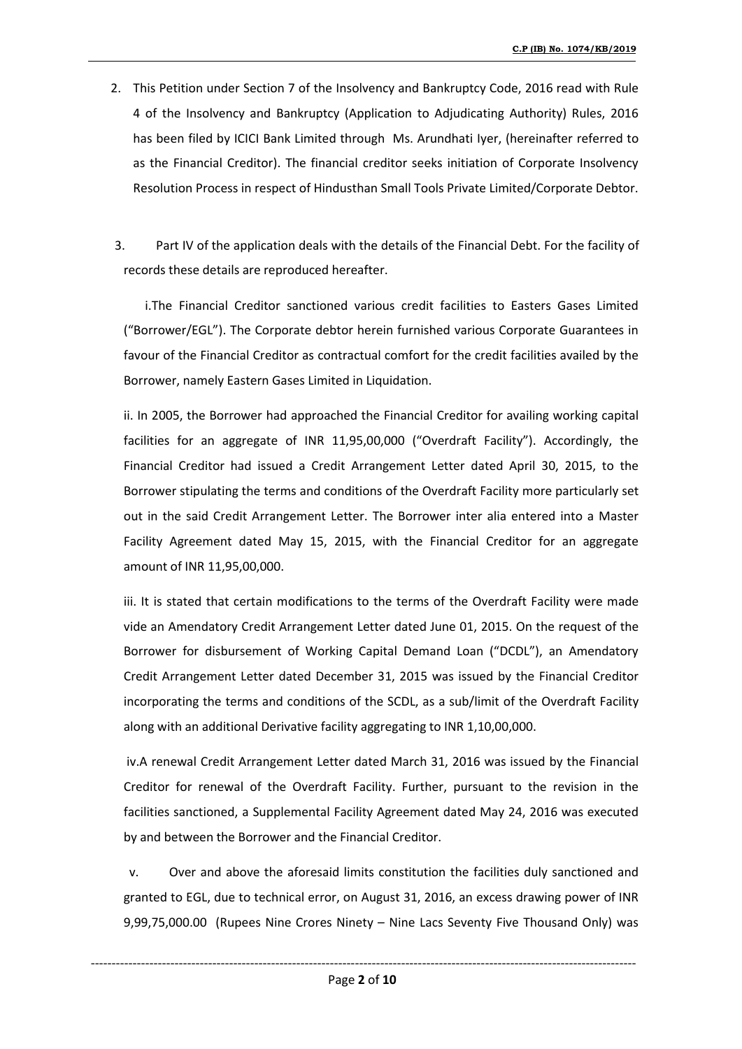2. This Petition under Section 7 of the Insolvency and Bankruptcy Code, 2016 read with Rule 4 of the Insolvency and Bankruptcy (Application to Adjudicating Authority) Rules, 2016 has been filed by ICICI Bank Limited through Ms. Arundhati Iyer, (hereinafter referred to as the Financial Creditor). The financial creditor seeks initiation of Corporate Insolvency Resolution Process in respect of Hindusthan Small Tools Private Limited/Corporate Debtor.

3. Part IV of the application deals with the details of the Financial Debt. For the facility of records these details are reproduced hereafter.

i. The Financial Creditor sanctioned various credit facilities to Easters Gases Limited ("Borrower/EGL"). The Corporate debtor herein furnished various Corporate Guarantees in favour of the Financial Creditor as contractual comfort for the credit facilities availed by the Borrower, namely Eastern Gases Limited in Liquidation.

ii. In 2005, the Borrower had approached the Financial Creditor for availing working capital facilities for an aggregate of INR 11,95,00,000 ("Overdraft Facility"). Accordingly, the Financial Creditor had issued a Credit Arrangement Letter dated April 30, 2015, to the Borrower stipulating the terms and conditions of the Overdraft Facility more particularly set out in the said Credit Arrangement Letter. The Borrower inter alia entered into a Master Facility Agreement dated May 15, 2015, with the Financial Creditor for an aggregate amount of INR 11,95,00,000.

iii. It is stated that certain modifications to the terms of the Overdraft Facility were made vide an Amendatory Credit Arrangement Letter dated June 01, 2015. On the request of the Borrower for disbursement of Working Capital Demand Loan ("DCDL"), an Amendatory Credit Arrangement Letter dated December 31, 2015 was issued by the Financial Creditor incorporating the terms and conditions of the SCDL, as a sub/limit of the Overdraft Facility along with an additional Derivative facility aggregating to INR 1,10,00,000.

iv. A renewal Credit Arrangement Letter dated March 31, 2016 was issued by the Financial Creditor for renewal of the Overdraft Facility. Further, pursuant to the revision in the facilities sanctioned, a Supplemental Facility Agreement dated May 24, 2016 was executed by and between the Borrower and the Financial Creditor.

v. Over and above the aforesaid limits constitution the facilities duly sanctioned and granted to EGL, due to technical error, on August 31, 2016, an excess drawing power of INR 9,99,75,000.00 (Rupees Nine Crores Ninety – Nine Lacs Seventy Five Thousand Only) was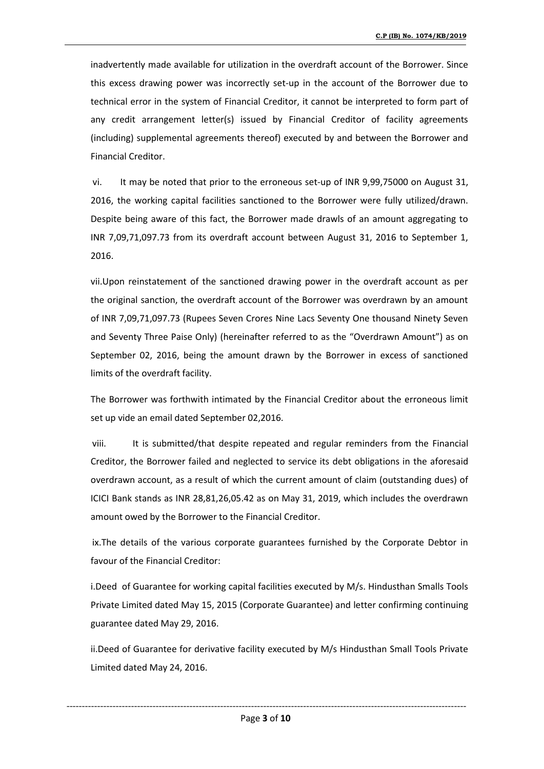inadvertently made available for utilization in the overdraft account of the Borrower. Since this excess drawing power was incorrectly set-up in the account of the Borrower due to technical error in the system of Financial Creditor, it cannot be interpreted to form part of any credit arrangement letter(s) issued by Financial Creditor of facility agreements (including) supplemental agreements thereof) executed by and between the Borrower and Financial Creditor.

vi. It may be noted that prior to the erroneous set-up of INR 9,99,75000 on August 31, 2016, the working capital facilities sanctioned to the Borrower were fully utilized/drawn. Despite being aware of this fact, the Borrower made drawls of an amount aggregating to INR 7,09,71,097.73 from its overdraft account between August 31, 2016 to September 1, 2016.

vii.Upon reinstatement of the sanctioned drawing power in the overdraft account as per the original sanction, the overdraft account of the Borrower was overdrawn by an amount of INR 7,09,71,097.73 (Rupees Seven Crores Nine Lacs Seventy One thousand Ninety Seven and Seventy Three Paise Only) (hereinafter referred to as the "Overdrawn Amount") as on September 02, 2016, being the amount drawn by the Borrower in excess of sanctioned limits of the overdraft facility.

The Borrower was forthwith intimated by the Financial Creditor about the erroneous limit set up vide an email dated September 02,2016.

viii. It is submitted/that despite repeated and regular reminders from the Financial Creditor, the Borrower failed and neglected to service its debt obligations in the aforesaid overdrawn account, as a result of which the current amount of claim (outstanding dues) of ICICI Bank stands as INR 28,81,26,05.42 as on May 31, 2019, which includes the overdrawn amount owed by the Borrower to the Financial Creditor.

ix.The details of the various corporate guarantees furnished by the Corporate Debtor in favour of the Financial Creditor:

i.Deed of Guarantee for working capital facilities executed by M/s. Hindusthan Smalls Tools Private Limited dated May 15, 2015 (Corporate Guarantee) and letter confirming continuing guarantee dated May 29, 2016.

ii.Deed of Guarantee for derivative facility executed by M/s Hindusthan Small Tools Private Limited dated May 24, 2016.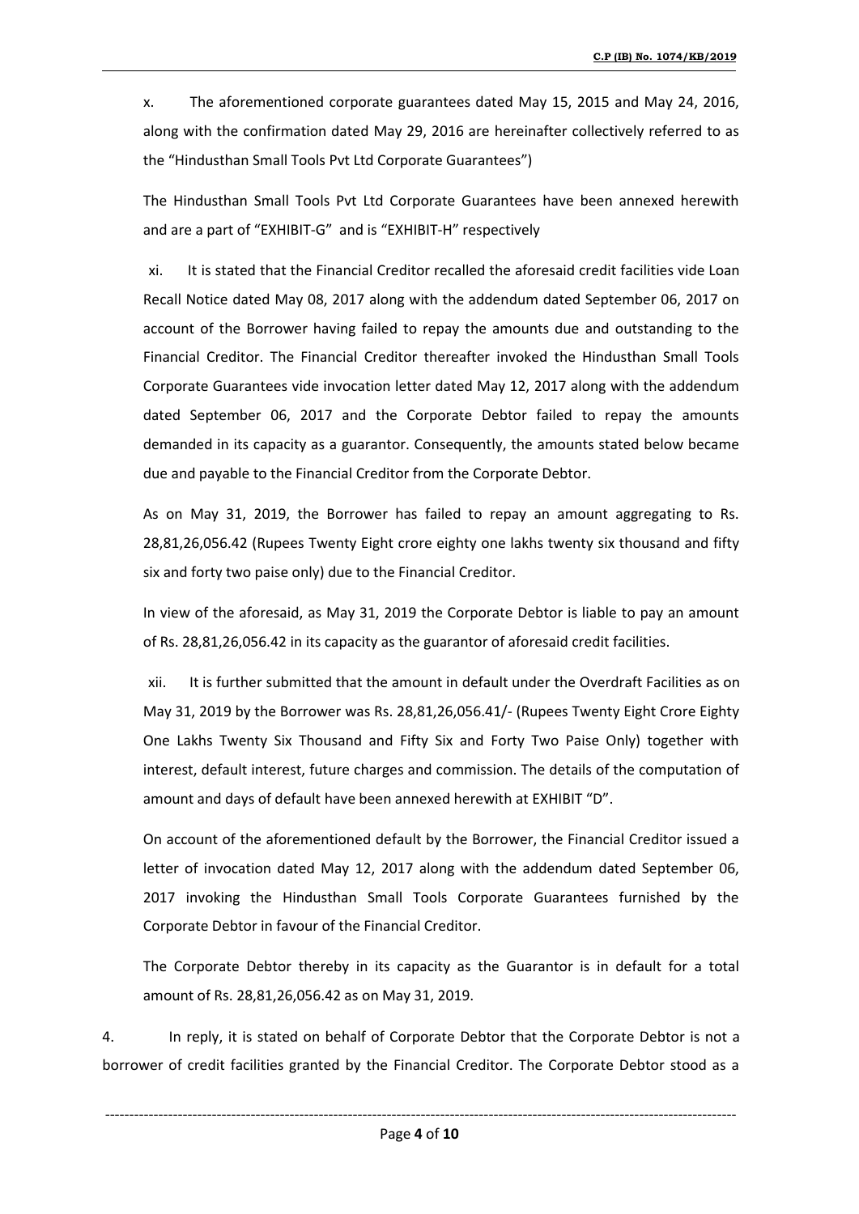x. The aforementioned corporate guarantees dated May 15, 2015 and May 24, 2016, along with the confirmation dated May 29, 2016 are hereinafter collectively referred to as the "Hindusthan Small Tools Pvt Ltd Corporate Guarantees")

The Hindusthan Small Tools Pvt Ltd Corporate Guarantees have been annexed herewith and are a part of "EXHIBIT-G" and is "EXHIBIT-H" respectively

xi. It is stated that the Financial Creditor recalled the aforesaid credit facilities vide Loan Recall Notice dated May 08, 2017 along with the addendum dated September 06, 2017 on account of the Borrower having failed to repay the amounts due and outstanding to the Financial Creditor. The Financial Creditor thereafter invoked the Hindusthan Small Tools Corporate Guarantees vide invocation letter dated May 12, 2017 along with the addendum dated September 06, 2017 and the Corporate Debtor failed to repay the amounts demanded in its capacity as a guarantor. Consequently, the amounts stated below became due and payable to the Financial Creditor from the Corporate Debtor.

As on May 31, 2019, the Borrower has failed to repay an amount aggregating to Rs. 28,81,26,056.42 (Rupees Twenty Eight crore eighty one lakhs twenty six thousand and fifty six and forty two paise only) due to the Financial Creditor.

In view of the aforesaid, as May 31, 2019 the Corporate Debtor is liable to pay an amount of Rs. 28,81,26,056.42 in its capacity as the guarantor of aforesaid credit facilities.

xii. It is further submitted that the amount in default under the Overdraft Facilities as on May 31, 2019 by the Borrower was Rs. 28,81,26,056.41/- (Rupees Twenty Eight Crore Eighty One Lakhs Twenty Six Thousand and Fifty Six and Forty Two Paise Only) together with interest, default interest, future charges and commission. The details of the computation of amount and days of default have been annexed herewith at EXHIBIT "D".

On account of the aforementioned default by the Borrower, the Financial Creditor issued a letter of invocation dated May 12, 2017 along with the addendum dated September 06, 2017 invoking the Hindusthan Small Tools Corporate Guarantees furnished by the Corporate Debtor in favour of the Financial Creditor.

The Corporate Debtor thereby in its capacity as the Guarantor is in default for a total amount of Rs. 28,81,26,056.42 as on May 31, 2019.

4. In reply, it is stated on behalf of Corporate Debtor that the Corporate Debtor is not a borrower of credit facilities granted by the Financial Creditor. The Corporate Debtor stood as a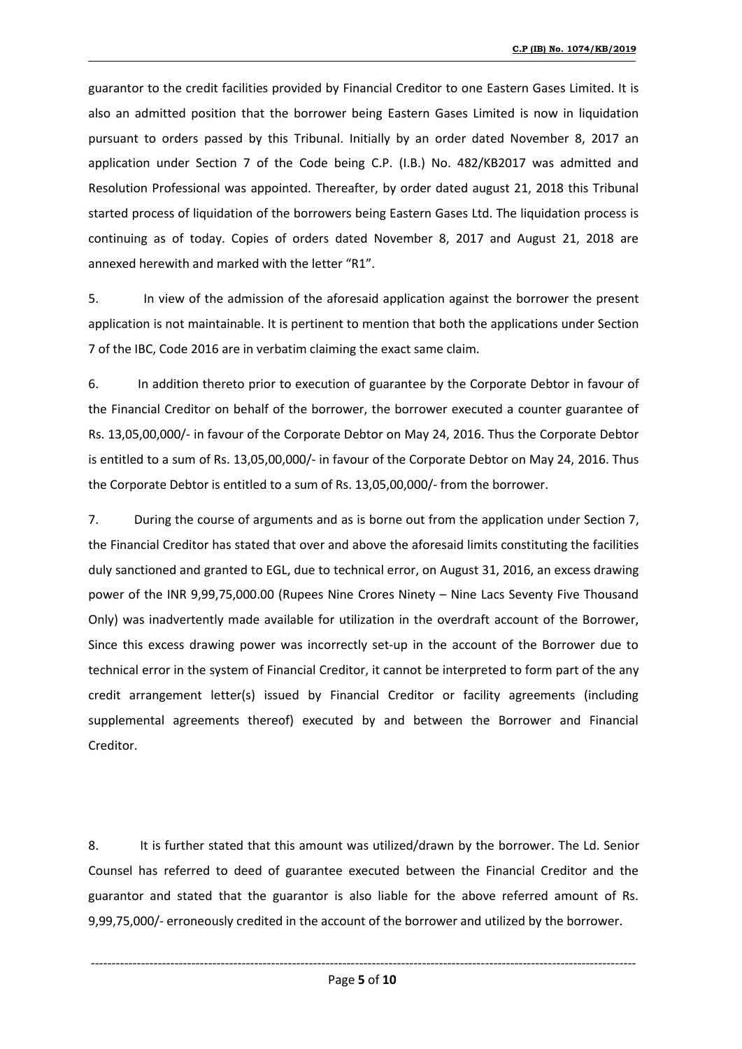guarantor to the credit facilities provided by Financial Creditor to one Eastern Gases Limited. It is also an admitted position that the borrower being Eastern Gases Limited is now in liquidation pursuant to orders passed by this Tribunal. Initially by an order dated November 8, 2017 an application under Section 7 of the Code being C.P. (I.B.) No. 482/KB2017 was admitted and Resolution Professional was appointed. Thereafter, by order dated august 21, 2018 this Tribunal started process of liquidation of the borrowers being Eastern Gases Ltd. The liquidation process is continuing as of today. Copies of orders dated November 8, 2017 and August 21, 2018 are annexed herewith and marked with the letter "R1".

5. In view of the admission of the aforesaid application against the borrower the present application is not maintainable. It is pertinent to mention that both the applications under Section 7 of the IBC, Code 2016 are in verbatim claiming the exact same claim.

6. In addition thereto prior to execution of guarantee by the Corporate Debtor in favour of the Financial Creditor on behalf of the borrower, the borrower executed a counter guarantee of Rs. 13,05,00,000/- in favour of the Corporate Debtor on May 24, 2016. Thus the Corporate Debtor is entitled to a sum of Rs. 13,05,00,000/- in favour of the Corporate Debtor on May 24, 2016. Thus the Corporate Debtor is entitled to a sum of Rs. 13,05,00,000/- from the borrower.

7. During the course of arguments and as is borne out from the application under Section 7, the Financial Creditor has stated that over and above the aforesaid limits constituting the facilities duly sanctioned and granted to EGL, due to technical error, on August 31, 2016, an excess drawing power of the INR 9,99,75,000.00 (Rupees Nine Crores Ninety – Nine Lacs Seventy Five Thousand Only) was inadvertently made available for utilization in the overdraft account of the Borrower, Since this excess drawing power was incorrectly set-up in the account of the Borrower due to technical error in the system of Financial Creditor, it cannot be interpreted to form part of the any credit arrangement letter(s) issued by Financial Creditor or facility agreements (including supplemental agreements thereof) executed by and between the Borrower and Financial Creditor.

8. It is further stated that this amount was utilized/drawn by the borrower. The Ld. Senior Counsel has referred to deed of guarantee executed between the Financial Creditor and the guarantor and stated that the guarantor is also liable for the above referred amount of Rs. 9,99,75,000/- erroneously credited in the account of the borrower and utilized by the borrower.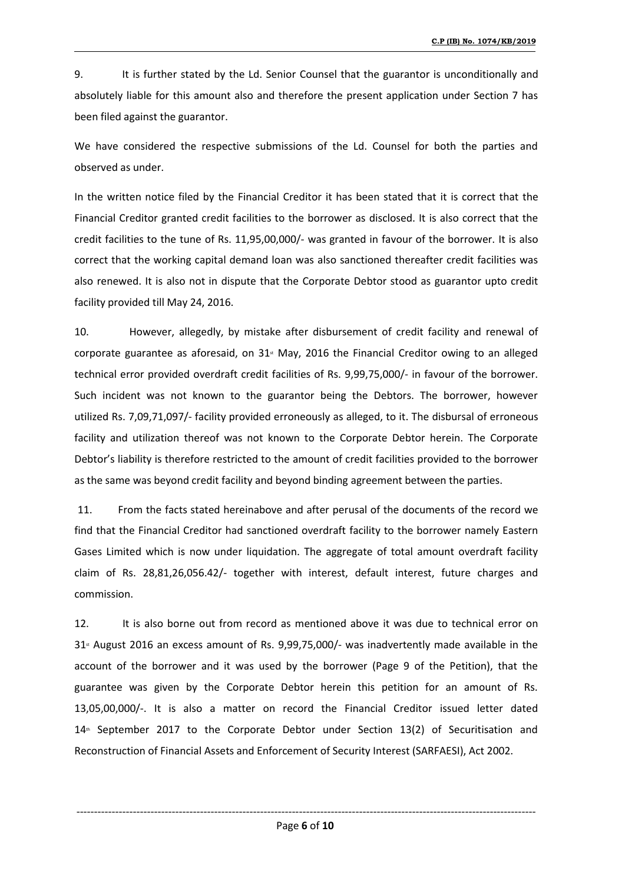9. It is further stated by the Ld. Senior Counsel that the guarantor is unconditionally and absolutely liable for this amount also and therefore the present application under Section 7 has been filed against the guarantor.

We have considered the respective submissions of the Ld. Counsel for both the parties and observed as under.

In the written notice filed by the Financial Creditor it has been stated that it is correct that the Financial Creditor granted credit facilities to the borrower as disclosed. It is also correct that the credit facilities to the tune of Rs. 11,95,00,000/- was granted in favour of the borrower. It is also correct that the working capital demand loan was also sanctioned thereafter credit facilities was also renewed. It is also not in dispute that the Corporate Debtor stood as guarantor upto credit facility provided till May 24, 2016.

10. However, allegedly, by mistake after disbursement of credit facility and renewal of corporate guarantee as aforesaid, on 31st May, 2016 the Financial Creditor owing to an alleged technical error provided overdraft credit facilities of Rs. 9,99,75,000/- in favour of the borrower. Such incident was not known to the guarantor being the Debtors. The borrower, however utilized Rs. 7,09,71,097/- facility provided erroneously as alleged, to it. The disbursal of erroneous facility and utilization thereof was not known to the Corporate Debtor herein. The Corporate Debtor's liability is therefore restricted to the amount of credit facilities provided to the borrower as the same was beyond credit facility and beyond binding agreement between the parties.

11. From the facts stated hereinabove and after perusal of the documents of the record we find that the Financial Creditor had sanctioned overdraft facility to the borrower namely Eastern Gases Limited which is now under liquidation. The aggregate of total amount overdraft facility claim of Rs. 28,81,26,056.42/- together with interest, default interest, future charges and commission.

12. It is also borne out from record as mentioned above it was due to technical error on 31st August 2016 an excess amount of Rs. 9,99,75,000/- was inadvertently made available in the account of the borrower and it was used by the borrower (Page 9 of the Petition), that the guarantee was given by the Corporate Debtor herein this petition for an amount of Rs. 13,05,00,000/-. It is also a matter on record the Financial Creditor issued letter dated 14th September 2017 to the Corporate Debtor under Section 13(2) of Securitisation and Reconstruction of Financial Assets and Enforcement of Security Interest (SARFAESI), Act 2002.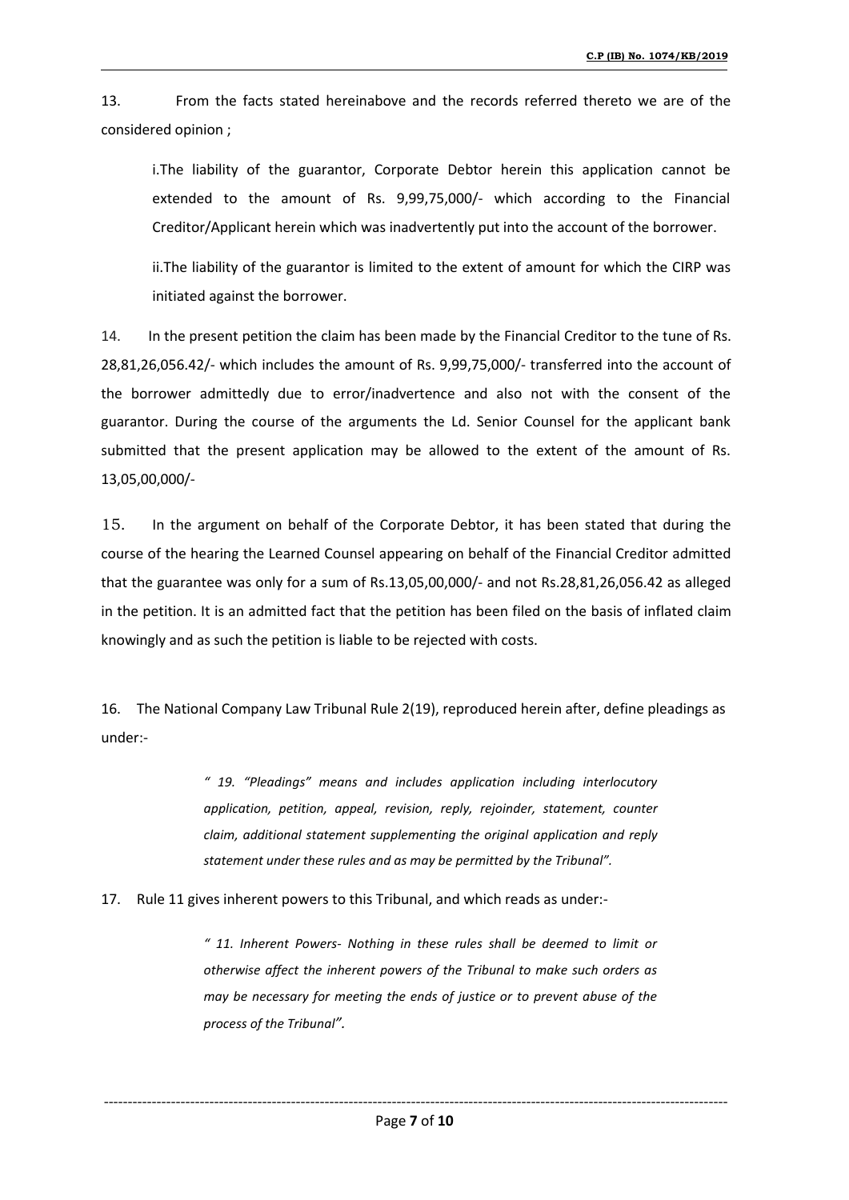13. From the facts stated hereinabove and the records referred thereto we are of the considered opinion ;

i. The liability of the guarantor, Corporate Debtor herein this application cannot be extended to the amount of Rs. 9,99,75,000/- which according to the Financial Creditor/Applicant herein which was inadvertently put into the account of the borrower.

ii. The liability of the guarantor is limited to the extent of amount for which the CIRP was initiated against the borrower.

14. In the present petition the claim has been made by the Financial Creditor to the tune of Rs. 28,81,26,056.42/- which includes the amount of Rs. 9,99,75,000/- transferred into the account of the borrower admittedly due to error/inadvertence and also not with the consent of the guarantor. During the course of the arguments the Ld. Senior Counsel for the applicant bank submitted that the present application may be allowed to the extent of the amount of Rs. 13,05,00,000/-

15. In the argument on behalf of the Corporate Debtor, it has been stated that during the course of the hearing the Learned Counsel appearing on behalf of the Financial Creditor admitted that the guarantee was only for a sum of Rs.13,05,00,000/- and not Rs.28,81,26,056.42 as alleged in the petition. It is an admitted fact that the petition has been filed on the basis of inflated claim knowingly and as such the petition is liable to be rejected with costs.

16. The National Company Law Tribunal Rule 2(19), reproduced herein after, define pleadings as under:-

> *" 19. "Pleadings" means and includes application including interlocutory application, petition, appeal, revision, reply, rejoinder, statement, counter claim, additional statement supplementing the original application and reply statement under these rules and as may be permitted by the Tribunal".*

17. Rule 11 gives inherent powers to this Tribunal, and which reads as under:-

> *" 11. Inherent Powers- Nothing in these rules shall be deemed to limit or otherwise affect the inherent powers of the Tribunal to make such orders as may be necessary for meeting the ends of justice or to prevent abuse of the process of the Tribunal".*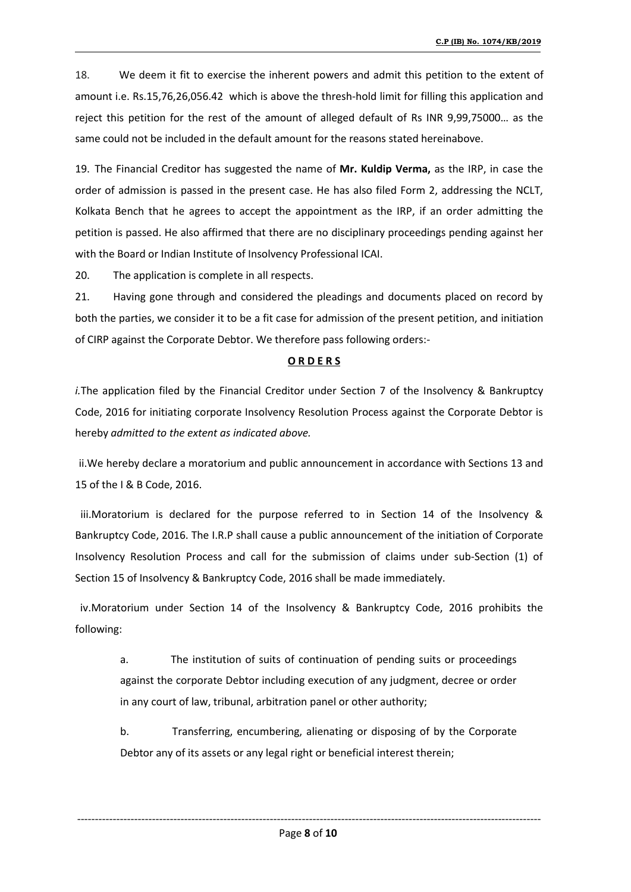18. We deem it fit to exercise the inherent powers and admit this petition to the extent of amount i.e. Rs.15,76,26,056.42 which is above the thresh-hold limit for filling this application and reject this petition for the rest of the amount of alleged default of Rs INR 9,99,75000… as the same could not be included in the default amount for the reasons stated hereinabove.

19. The Financial Creditor has suggested the name of **Mr. Kuldip Verma,** as the IRP, in case the order of admission is passed in the present case. He has also filed Form 2, addressing the NCLT, Kolkata Bench that he agrees to accept the appointment as the IRP, if an order admitting the petition is passed. He also affirmed that there are no disciplinary proceedings pending against her with the Board or Indian Institute of Insolvency Professional ICAI.

20. The application is complete in all respects.

21. Having gone through and considered the pleadings and documents placed on record by both the parties, we consider it to be a fit case for admission of the present petition, and initiation of CIRP against the Corporate Debtor. We therefore pass following orders:-

**O R D E R S**

*i.*The application filed by the Financial Creditor under Section 7 of the Insolvency & Bankruptcy Code, 2016 for initiating corporate Insolvency Resolution Process against the Corporate Debtor is hereby *admitted to the extent as indicated above.*

ii.We hereby declare a moratorium and public announcement in accordance with Sections 13 and 15 of the I & B Code, 2016.

iii.Moratorium is declared for the purpose referred to in Section 14 of the Insolvency & Bankruptcy Code, 2016. The I.R.P shall cause a public announcement of the initiation of Corporate Insolvency Resolution Process and call for the submission of claims under sub-Section (1) of Section 15 of Insolvency & Bankruptcy Code, 2016 shall be made immediately.

iv.Moratorium under Section 14 of the Insolvency & Bankruptcy Code, 2016 prohibits the following:

> a. The institution of suits of continuation of pending suits or proceedings against the corporate Debtor including execution of any judgment, decree or order in any court of law, tribunal, arbitration panel or other authority;
>
> b. Transferring, encumbering, alienating or disposing of by the Corporate Debtor any of its assets or any legal right or beneficial interest therein;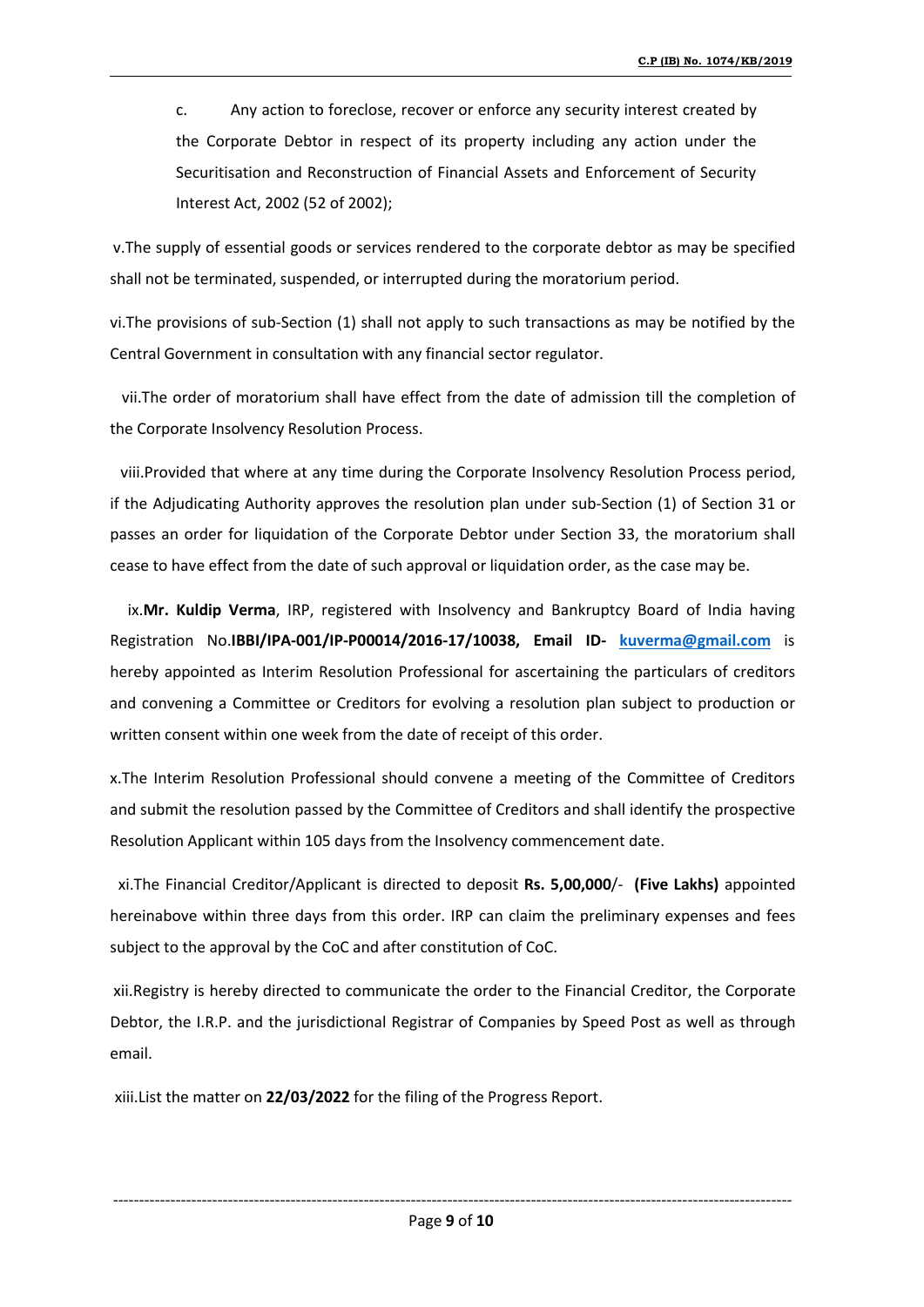c. Any action to foreclose, recover or enforce any security interest created by the Corporate Debtor in respect of its property including any action under the Securitisation and Reconstruction of Financial Assets and Enforcement of Security Interest Act, 2002 (52 of 2002);

v. The supply of essential goods or services rendered to the corporate debtor as may be specified shall not be terminated, suspended, or interrupted during the moratorium period.

vi. The provisions of sub-Section (1) shall not apply to such transactions as may be notified by the Central Government in consultation with any financial sector regulator.

vii. The order of moratorium shall have effect from the date of admission till the completion of the Corporate Insolvency Resolution Process.

viii. Provided that where at any time during the Corporate Insolvency Resolution Process period, if the Adjudicating Authority approves the resolution plan under sub-Section (1) of Section 31 or passes an order for liquidation of the Corporate Debtor under Section 33, the moratorium shall cease to have effect from the date of such approval or liquidation order, as the case may be.

ix. **Mr. Kuldip Verma**, IRP, registered with Insolvency and Bankruptcy Board of India having Registration No. **IBBI/IPA-001/IP-P00014/2016-17/10038, Email ID- kuverma@gmail.com** is hereby appointed as Interim Resolution Professional for ascertaining the particulars of creditors and convening a Committee or Creditors for evolving a resolution plan subject to production or written consent within one week from the date of receipt of this order.

x. The Interim Resolution Professional should convene a meeting of the Committee of Creditors and submit the resolution passed by the Committee of Creditors and shall identify the prospective Resolution Applicant within 105 days from the Insolvency commencement date.

xi. The Financial Creditor/Applicant is directed to deposit **Rs. 5,00,000**/- **(Five Lakhs)** appointed hereinabove within three days from this order. IRP can claim the preliminary expenses and fees subject to the approval by the CoC and after constitution of CoC.

xii. Registry is hereby directed to communicate the order to the Financial Creditor, the Corporate Debtor, the I.R.P. and the jurisdictional Registrar of Companies by Speed Post as well as through email.

xiii. List the matter on **22/03/2022** for the filing of the Progress Report.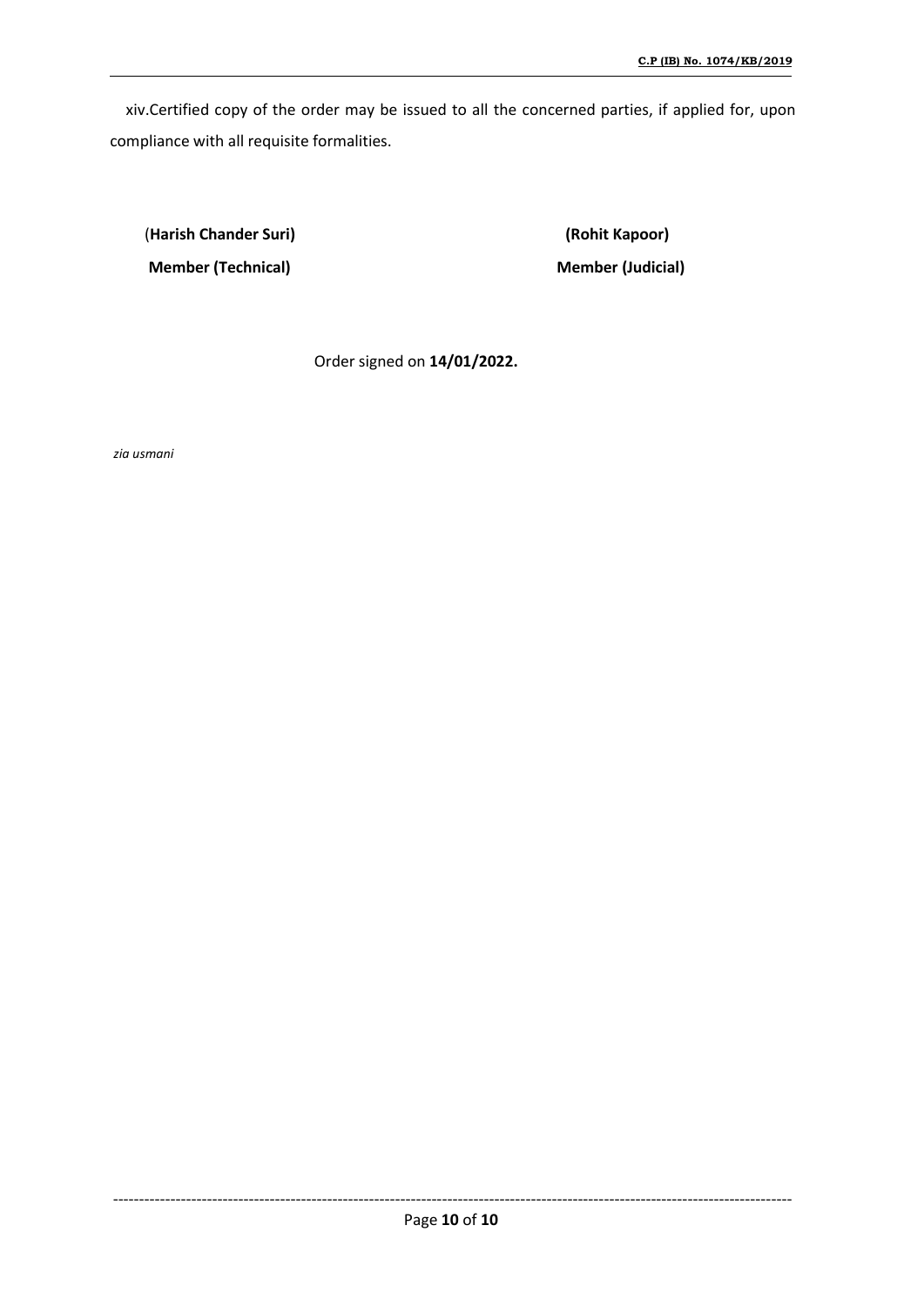xiv.Certified copy of the order may be issued to all the concerned parties, if applied for, upon compliance with all requisite formalities.

| | |
|---|---|
| **(Harish Chander Suri)** | **(Rohit Kapoor)** |
| **Member (Technical)** | **Member (Judicial)** |

Order signed on **14/01/2022.**

*zia usmani*